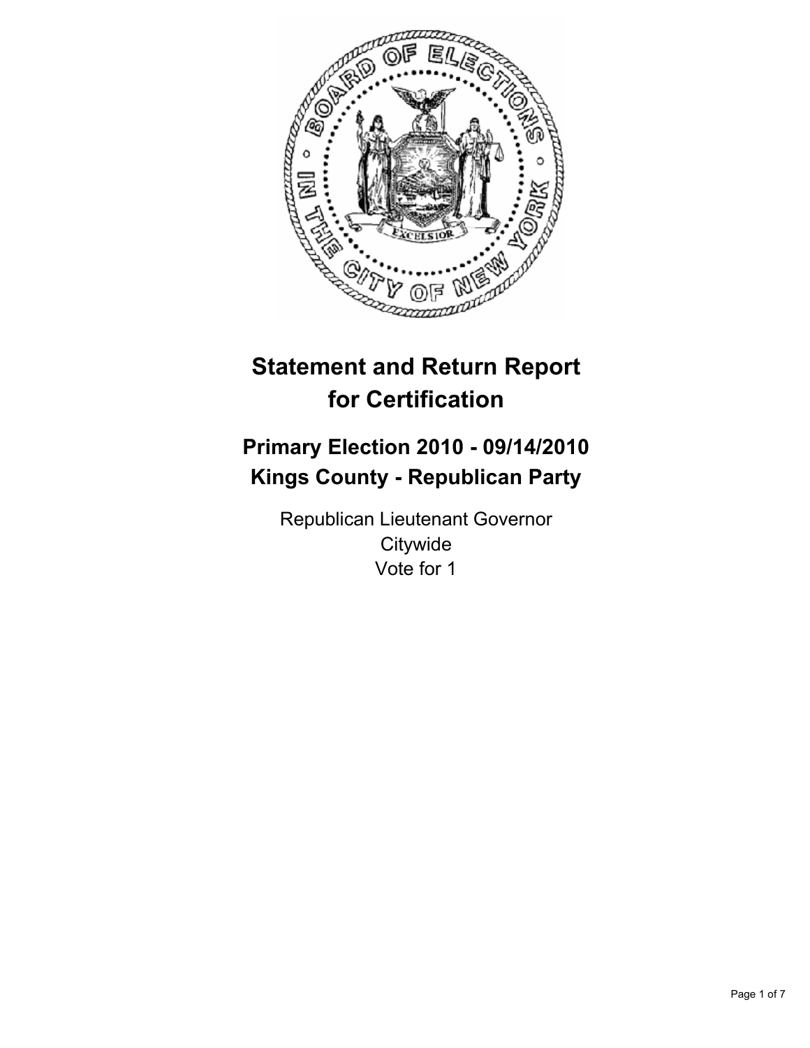# Statement and Return Report for Certification

## Primary Election 2010 - 09/14/2010
## Kings County - Republican Party

Republican Lieutenant Governor
Citywide
Vote for 1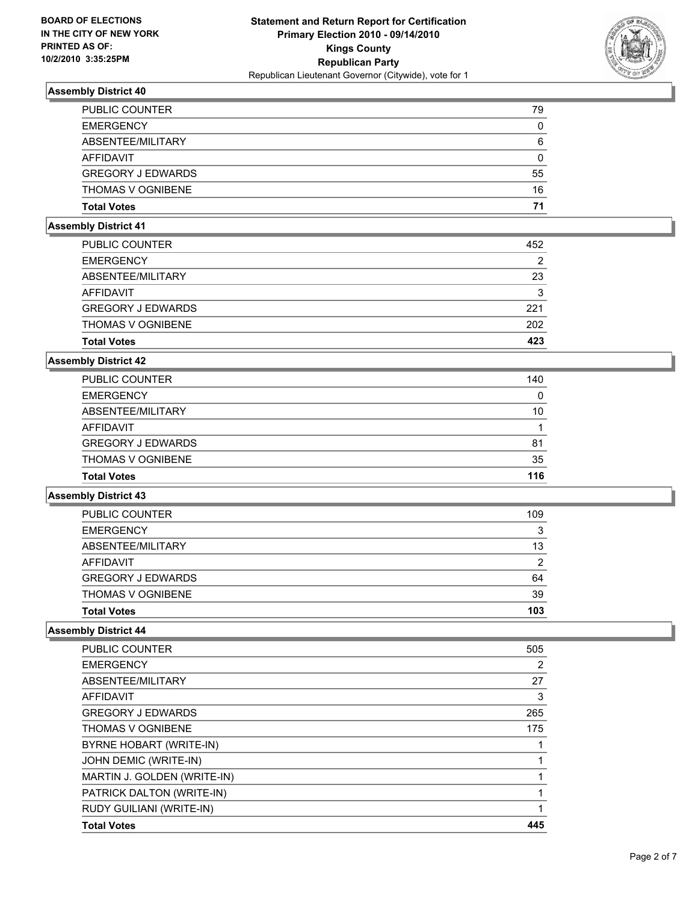**BOARD OF ELECTIONS IN THE CITY OF NEW YORK PRINTED AS OF: 10/2/2010 3:35:25PM**

**Statement and Return Report for Certification**
**Primary Election 2010 - 09/14/2010**
**Kings County**
**Republican Party**
Republican Lieutenant Governor (Citywide), vote for 1

### Assembly District 40

| | |
|---|---|
| PUBLIC COUNTER | 79 |
| EMERGENCY | 0 |
| ABSENTEE/MILITARY | 6 |
| AFFIDAVIT | 0 |
| GREGORY J EDWARDS | 55 |
| THOMAS V OGNIBENE | 16 |
| **Total Votes** | **71** |

### Assembly District 41

| | |
|---|---|
| PUBLIC COUNTER | 452 |
| EMERGENCY | 2 |
| ABSENTEE/MILITARY | 23 |
| AFFIDAVIT | 3 |
| GREGORY J EDWARDS | 221 |
| THOMAS V OGNIBENE | 202 |
| **Total Votes** | **423** |

### Assembly District 42

| | |
|---|---|
| PUBLIC COUNTER | 140 |
| EMERGENCY | 0 |
| ABSENTEE/MILITARY | 10 |
| AFFIDAVIT | 1 |
| GREGORY J EDWARDS | 81 |
| THOMAS V OGNIBENE | 35 |
| **Total Votes** | **116** |

### Assembly District 43

| | |
|---|---|
| PUBLIC COUNTER | 109 |
| EMERGENCY | 3 |
| ABSENTEE/MILITARY | 13 |
| AFFIDAVIT | 2 |
| GREGORY J EDWARDS | 64 |
| THOMAS V OGNIBENE | 39 |
| **Total Votes** | **103** |

### Assembly District 44

| | |
|---|---|
| PUBLIC COUNTER | 505 |
| EMERGENCY | 2 |
| ABSENTEE/MILITARY | 27 |
| AFFIDAVIT | 3 |
| GREGORY J EDWARDS | 265 |
| THOMAS V OGNIBENE | 175 |
| BYRNE HOBART (WRITE-IN) | 1 |
| JOHN DEMIC (WRITE-IN) | 1 |
| MARTIN J. GOLDEN (WRITE-IN) | 1 |
| PATRICK DALTON (WRITE-IN) | 1 |
| RUDY GUILIANI (WRITE-IN) | 1 |
| **Total Votes** | **445** |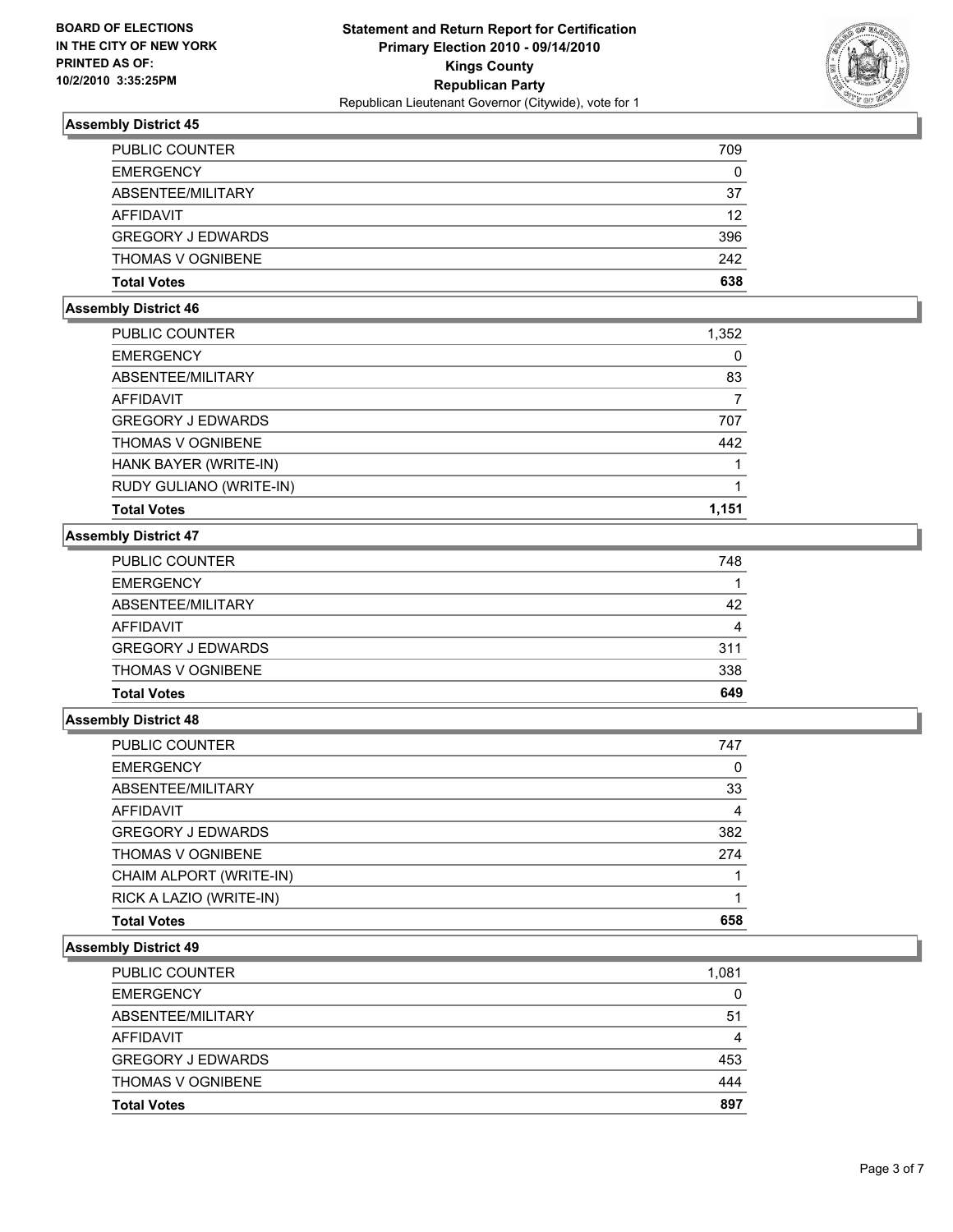**BOARD OF ELECTIONS IN THE CITY OF NEW YORK PRINTED AS OF: 10/2/2010 3:35:25PM**

**Statement and Return Report for Certification**
**Primary Election 2010 - 09/14/2010**
**Kings County**
**Republican Party**
Republican Lieutenant Governor (Citywide), vote for 1

### Assembly District 45

| | |
|---|---|
| PUBLIC COUNTER | 709 |
| EMERGENCY | 0 |
| ABSENTEE/MILITARY | 37 |
| AFFIDAVIT | 12 |
| GREGORY J EDWARDS | 396 |
| THOMAS V OGNIBENE | 242 |
| **Total Votes** | **638** |

### Assembly District 46

| | |
|---|---|
| PUBLIC COUNTER | 1,352 |
| EMERGENCY | 0 |
| ABSENTEE/MILITARY | 83 |
| AFFIDAVIT | 7 |
| GREGORY J EDWARDS | 707 |
| THOMAS V OGNIBENE | 442 |
| HANK BAYER (WRITE-IN) | 1 |
| RUDY GULIANO (WRITE-IN) | 1 |
| **Total Votes** | **1,151** |

### Assembly District 47

| | |
|---|---|
| PUBLIC COUNTER | 748 |
| EMERGENCY | 1 |
| ABSENTEE/MILITARY | 42 |
| AFFIDAVIT | 4 |
| GREGORY J EDWARDS | 311 |
| THOMAS V OGNIBENE | 338 |
| **Total Votes** | **649** |

### Assembly District 48

| | |
|---|---|
| PUBLIC COUNTER | 747 |
| EMERGENCY | 0 |
| ABSENTEE/MILITARY | 33 |
| AFFIDAVIT | 4 |
| GREGORY J EDWARDS | 382 |
| THOMAS V OGNIBENE | 274 |
| CHAIM ALPORT (WRITE-IN) | 1 |
| RICK A LAZIO (WRITE-IN) | 1 |
| **Total Votes** | **658** |

### Assembly District 49

| | |
|---|---|
| PUBLIC COUNTER | 1,081 |
| EMERGENCY | 0 |
| ABSENTEE/MILITARY | 51 |
| AFFIDAVIT | 4 |
| GREGORY J EDWARDS | 453 |
| THOMAS V OGNIBENE | 444 |
| **Total Votes** | **897** |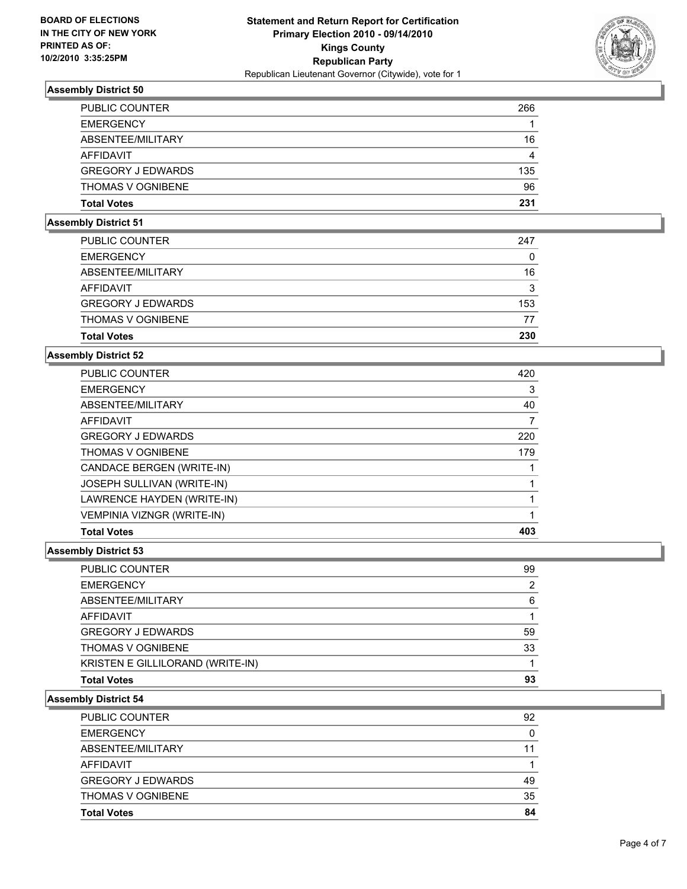**BOARD OF ELECTIONS IN THE CITY OF NEW YORK PRINTED AS OF: 10/2/2010 3:35:25PM**

# Statement and Return Report for Certification
## Primary Election 2010 - 09/14/2010
## Kings County
## Republican Party
Republican Lieutenant Governor (Citywide), vote for 1

### Assembly District 50

| | |
|---|---|
| PUBLIC COUNTER | 266 |
| EMERGENCY | 1 |
| ABSENTEE/MILITARY | 16 |
| AFFIDAVIT | 4 |
| GREGORY J EDWARDS | 135 |
| THOMAS V OGNIBENE | 96 |
| **Total Votes** | **231** |

### Assembly District 51

| | |
|---|---|
| PUBLIC COUNTER | 247 |
| EMERGENCY | 0 |
| ABSENTEE/MILITARY | 16 |
| AFFIDAVIT | 3 |
| GREGORY J EDWARDS | 153 |
| THOMAS V OGNIBENE | 77 |
| **Total Votes** | **230** |

### Assembly District 52

| | |
|---|---|
| PUBLIC COUNTER | 420 |
| EMERGENCY | 3 |
| ABSENTEE/MILITARY | 40 |
| AFFIDAVIT | 7 |
| GREGORY J EDWARDS | 220 |
| THOMAS V OGNIBENE | 179 |
| CANDACE BERGEN (WRITE-IN) | 1 |
| JOSEPH SULLIVAN (WRITE-IN) | 1 |
| LAWRENCE HAYDEN (WRITE-IN) | 1 |
| VEMPINIA VIZNGR (WRITE-IN) | 1 |
| **Total Votes** | **403** |

### Assembly District 53

| | |
|---|---|
| PUBLIC COUNTER | 99 |
| EMERGENCY | 2 |
| ABSENTEE/MILITARY | 6 |
| AFFIDAVIT | 1 |
| GREGORY J EDWARDS | 59 |
| THOMAS V OGNIBENE | 33 |
| KRISTEN E GILLILORAND (WRITE-IN) | 1 |
| **Total Votes** | **93** |

### Assembly District 54

| | |
|---|---|
| PUBLIC COUNTER | 92 |
| EMERGENCY | 0 |
| ABSENTEE/MILITARY | 11 |
| AFFIDAVIT | 1 |
| GREGORY J EDWARDS | 49 |
| THOMAS V OGNIBENE | 35 |
| **Total Votes** | **84** |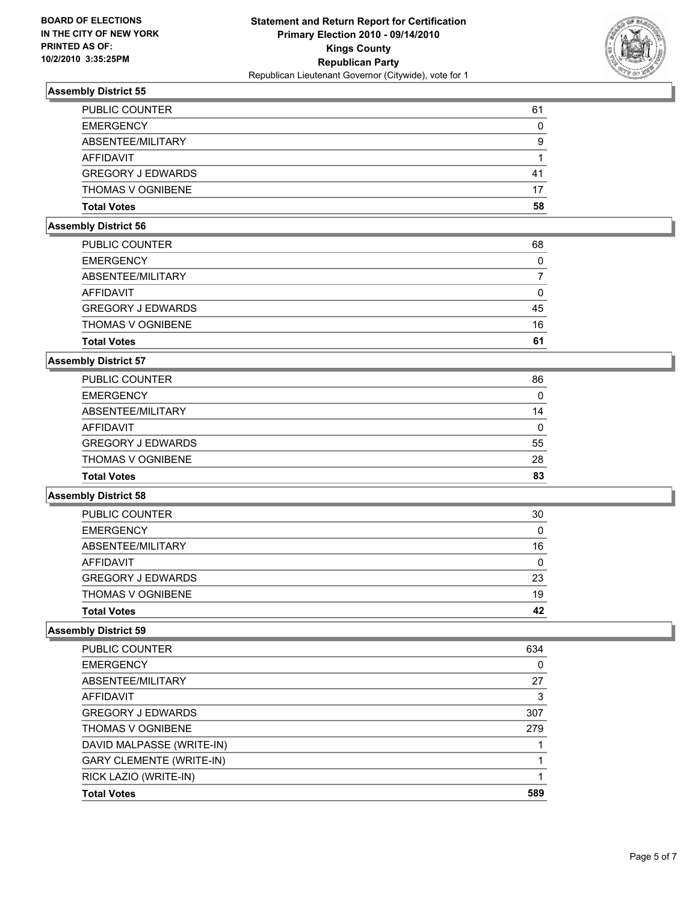**BOARD OF ELECTIONS IN THE CITY OF NEW YORK PRINTED AS OF: 10/2/2010 3:35:25PM**

# Statement and Return Report for Certification
## Primary Election 2010 - 09/14/2010
## Kings County
## Republican Party
### Republican Lieutenant Governor (Citywide), vote for 1

### Assembly District 55

| | |
|---|---|
| PUBLIC COUNTER | 61 |
| EMERGENCY | 0 |
| ABSENTEE/MILITARY | 9 |
| AFFIDAVIT | 1 |
| GREGORY J EDWARDS | 41 |
| THOMAS V OGNIBENE | 17 |
| **Total Votes** | **58** |

### Assembly District 56

| | |
|---|---|
| PUBLIC COUNTER | 68 |
| EMERGENCY | 0 |
| ABSENTEE/MILITARY | 7 |
| AFFIDAVIT | 0 |
| GREGORY J EDWARDS | 45 |
| THOMAS V OGNIBENE | 16 |
| **Total Votes** | **61** |

### Assembly District 57

| | |
|---|---|
| PUBLIC COUNTER | 86 |
| EMERGENCY | 0 |
| ABSENTEE/MILITARY | 14 |
| AFFIDAVIT | 0 |
| GREGORY J EDWARDS | 55 |
| THOMAS V OGNIBENE | 28 |
| **Total Votes** | **83** |

### Assembly District 58

| | |
|---|---|
| PUBLIC COUNTER | 30 |
| EMERGENCY | 0 |
| ABSENTEE/MILITARY | 16 |
| AFFIDAVIT | 0 |
| GREGORY J EDWARDS | 23 |
| THOMAS V OGNIBENE | 19 |
| **Total Votes** | **42** |

### Assembly District 59

| | |
|---|---|
| PUBLIC COUNTER | 634 |
| EMERGENCY | 0 |
| ABSENTEE/MILITARY | 27 |
| AFFIDAVIT | 3 |
| GREGORY J EDWARDS | 307 |
| THOMAS V OGNIBENE | 279 |
| DAVID MALPASSE (WRITE-IN) | 1 |
| GARY CLEMENTE (WRITE-IN) | 1 |
| RICK LAZIO (WRITE-IN) | 1 |
| **Total Votes** | **589** |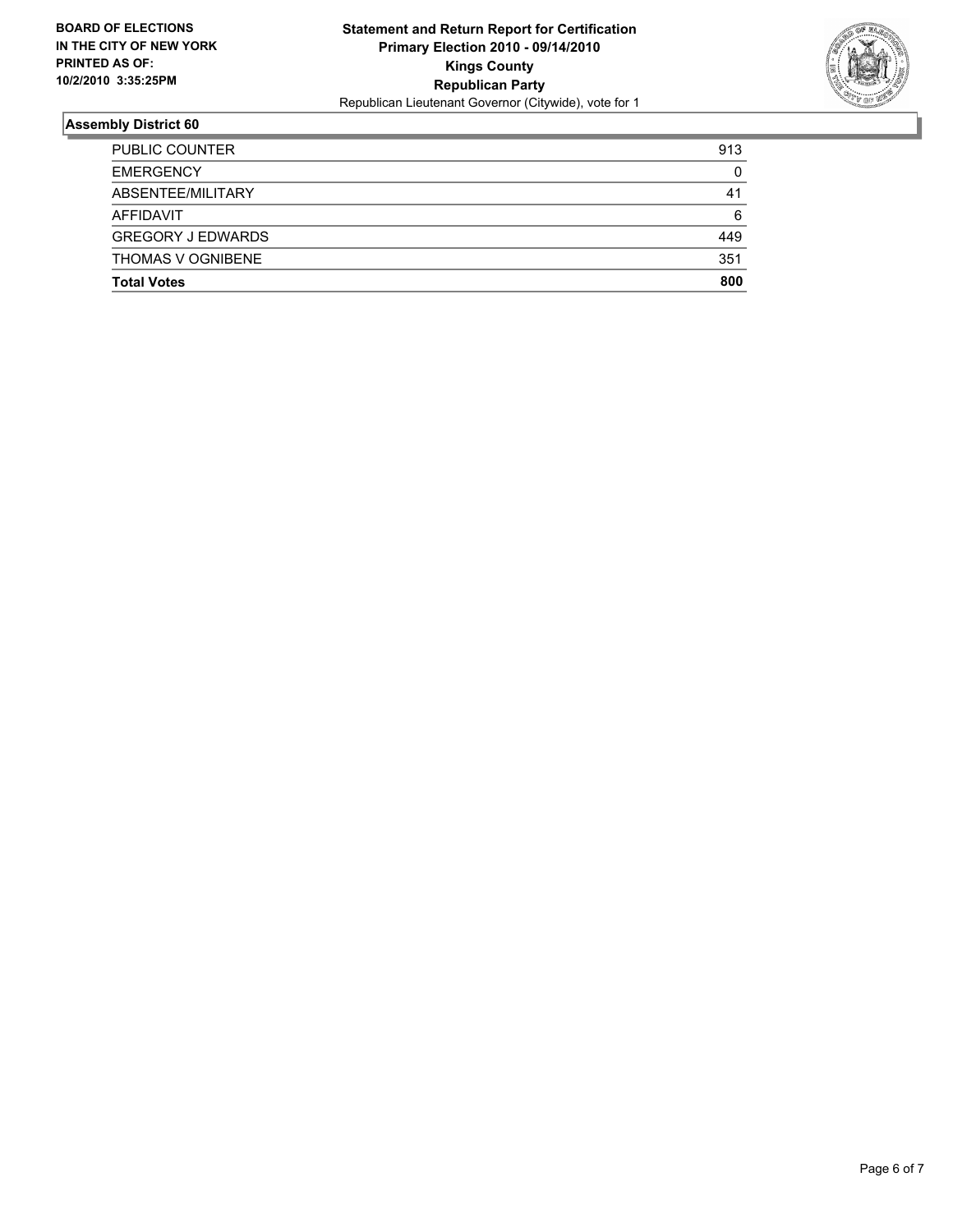**BOARD OF ELECTIONS IN THE CITY OF NEW YORK PRINTED AS OF: 10/2/2010 3:35:25PM**

**Statement and Return Report for Certification**
**Primary Election 2010 - 09/14/2010**
**Kings County**
**Republican Party**
Republican Lieutenant Governor (Citywide), vote for 1

## Assembly District 60

| | |
|---|---|
| PUBLIC COUNTER | 913 |
| EMERGENCY | 0 |
| ABSENTEE/MILITARY | 41 |
| AFFIDAVIT | 6 |
| GREGORY J EDWARDS | 449 |
| THOMAS V OGNIBENE | 351 |
| **Total Votes** | **800** |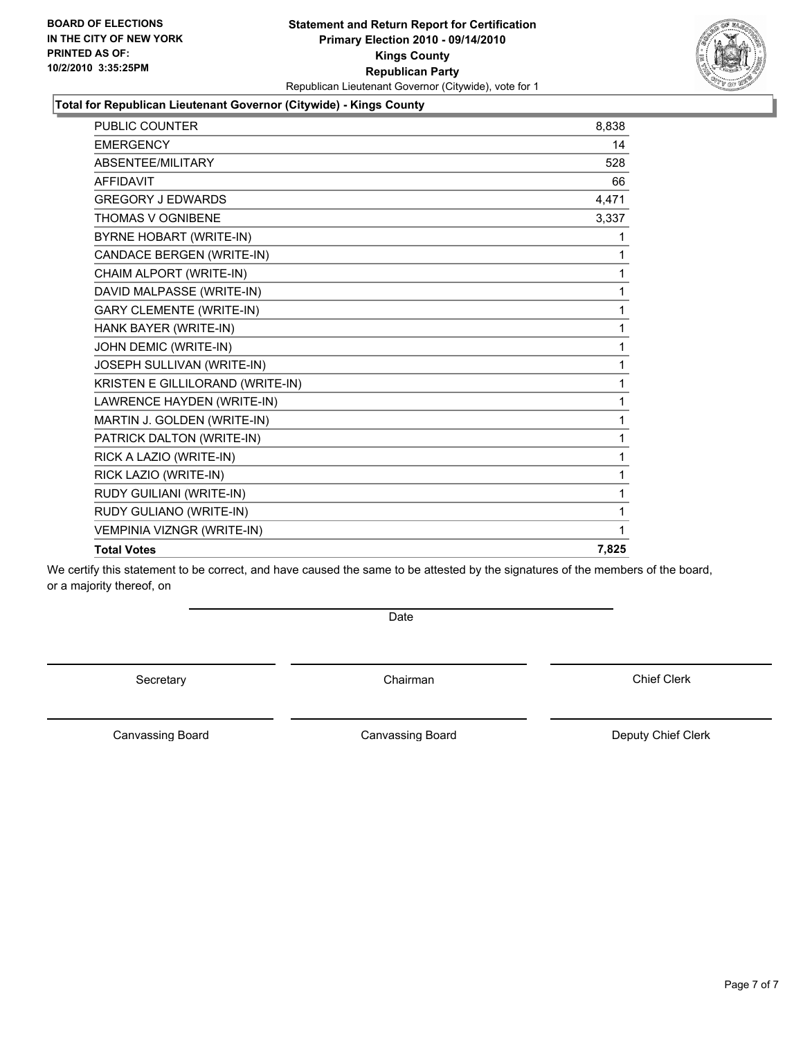**BOARD OF ELECTIONS IN THE CITY OF NEW YORK PRINTED AS OF: 10/2/2010 3:35:25PM**

**Statement and Return Report for Certification Primary Election 2010 - 09/14/2010 Kings County Republican Party**

Republican Lieutenant Governor (Citywide), vote for 1

**Total for Republican Lieutenant Governor (Citywide) - Kings County**

| | |
|---|---|
| PUBLIC COUNTER | 8,838 |
| EMERGENCY | 14 |
| ABSENTEE/MILITARY | 528 |
| AFFIDAVIT | 66 |
| GREGORY J EDWARDS | 4,471 |
| THOMAS V OGNIBENE | 3,337 |
| BYRNE HOBART (WRITE-IN) | 1 |
| CANDACE BERGEN (WRITE-IN) | 1 |
| CHAIM ALPORT (WRITE-IN) | 1 |
| DAVID MALPASSE (WRITE-IN) | 1 |
| GARY CLEMENTE (WRITE-IN) | 1 |
| HANK BAYER (WRITE-IN) | 1 |
| JOHN DEMIC (WRITE-IN) | 1 |
| JOSEPH SULLIVAN (WRITE-IN) | 1 |
| KRISTEN E GILLILORAND (WRITE-IN) | 1 |
| LAWRENCE HAYDEN (WRITE-IN) | 1 |
| MARTIN J. GOLDEN (WRITE-IN) | 1 |
| PATRICK DALTON (WRITE-IN) | 1 |
| RICK A LAZIO (WRITE-IN) | 1 |
| RICK LAZIO (WRITE-IN) | 1 |
| RUDY GUILIANI (WRITE-IN) | 1 |
| RUDY GULIANO (WRITE-IN) | 1 |
| VEMPINIA VIZNGR (WRITE-IN) | 1 |
| **Total Votes** | **7,825** |

We certify this statement to be correct, and have caused the same to be attested by the signatures of the members of the board, or a majority thereof, on

Date

Secretary | Chairman | Chief Clerk

Canvassing Board | Canvassing Board | Deputy Chief Clerk